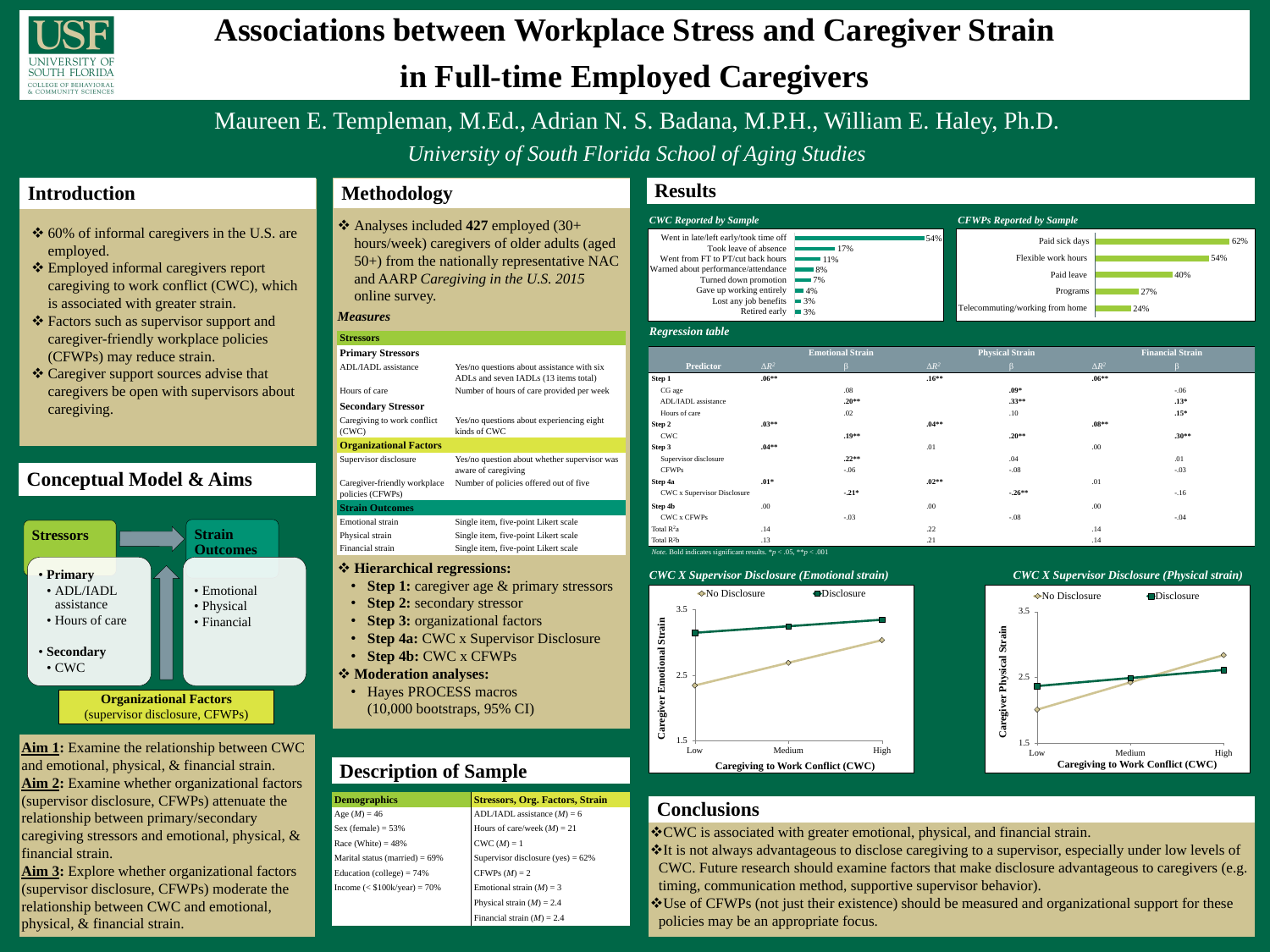# Associations between Workplace Stress and Caregiver Strain in Full-time Employed Caregivers

Maureen E. Templeman, M.Ed., Adrian N. S. Badana, M.P.H., William E. Haley, Ph.D.

*University of South Florida School of Aging Studies*

UNIVERSITY OF SOUTH FLORIDA
COLLEGE OF BEHAVIORAL & COMMUNITY SCIENCES

## Introduction

- ❖ 60% of informal caregivers in the U.S. are employed.
- ❖ Employed informal caregivers report caregiving to work conflict (CWC), which is associated with greater strain.
- ❖ Factors such as supervisor support and caregiver-friendly workplace policies (CFWPs) may reduce strain.
- ❖ Caregiver support sources advise that caregivers be open with supervisors about caregiving.

## Conceptual Model & Aims

Stressors
- Primary
  - ADL/IADL assistance
  - Hours of care
- Secondary
  - CWC

Strain Outcomes
- Emotional
- Physical
- Financial

Organizational Factors (supervisor disclosure, CFWPs)

**Aim 1:** Examine the relationship between CWC and emotional, physical, & financial strain.
**Aim 2:** Examine whether organizational factors (supervisor disclosure, CFWPs) attenuate the relationship between primary/secondary caregiving stressors and emotional, physical, & financial strain.
**Aim 3:** Explore whether organizational factors (supervisor disclosure, CFWPs) moderate the relationship between CWC and emotional, physical, & financial strain.

## Methodology

❖ Analyses included **427** employed (30+ hours/week) caregivers of older adults (aged 50+) from the nationally representative NAC and AARP *Caregiving in the U.S. 2015* online survey.

### *Measures*

| | |
|---|---|
| **Stressors** | |
| **Primary Stressors** | |
| ADL/IADL assistance | Yes/no questions about assistance with six ADLs and seven IADLs (13 items total) |
| Hours of care | Number of hours of care provided per week |
| **Secondary Stressor** | |
| Caregiving to work conflict (CWC) | Yes/no questions about experiencing eight kinds of CWC |
| **Organizational Factors** | |
| Supervisor disclosure | Yes/no question about whether supervisor was aware of caregiving |
| Caregiver-friendly workplace policies (CFWPs) | Number of policies offered out of five |
| **Strain Outcomes** | |
| Emotional strain | Single item, five-point Likert scale |
| Physical strain | Single item, five-point Likert scale |
| Financial strain | Single item, five-point Likert scale |

❖ **Hierarchical regressions:**
- **Step 1:** caregiver age & primary stressors
- **Step 2:** secondary stressor
- **Step 3:** organizational factors
- **Step 4a:** CWC x Supervisor Disclosure
- **Step 4b:** CWC x CFWPs

❖ **Moderation analyses:**
- Hayes PROCESS macros (10,000 bootstraps, 95% CI)

## Description of Sample

| Demographics | Stressors, Org. Factors, Strain |
|---|---|
| Age ($M$) = 46 | ADL/IADL assistance ($M$) = 6 |
| Sex (female) = 53% | Hours of care/week ($M$) = 21 |
| Race (White) = 48% | CWC ($M$) = 1 |
| Marital status (married) = 69% | Supervisor disclosure (yes) = 62% |
| Education (college) = 74% | CFWPs ($M$) = 2 |
| Income (< $100k/year) = 70% | Emotional strain ($M$) = 3 |
| | Physical strain ($M$) = 2.4 |
| | Financial strain ($M$) = 2.4 |

## Results

*CWC Reported by Sample*

Went in late/left early/took time off 54%
Took leave of absence 17%
Went from FT to PT/cut back hours 11%
Warned about performance/attendance 8%
Turned down promotion 7%
Gave up working entirely 4%
Lost any job benefits 3%
Retired early 3%

*CFWPs Reported by Sample*

Paid sick days 62%
Flexible work hours 54%
Paid leave 40%
Programs 27%
Telecommuting/working from home 24%

*Regression table*

| Predictor | Emotional Strain $\Delta R^2$ | Emotional Strain β | Physical Strain $\Delta R^2$ | Physical Strain β | Financial Strain $\Delta R^2$ | Financial Strain β |
|---|---|---|---|---|---|---|
| Step 1 | **.06**\*\* | | **.16**\*\* | | **.06**\*\* | |
| CG age | | .08 | | **.09**\* | | -.06 |
| ADL/IADL assistance | | **.20**\*\* | | **.33**\*\* | | **.13**\* |
| Hours of care | | .02 | | .10 | | **.15**\* |
| Step 2 | **.03**\*\* | | **.04**\*\* | | **.08**\*\* | |
| CWC | | **.19**\*\* | | **.20**\*\* | | **.30**\*\* |
| Step 3 | **.04**\*\* | | .01 | | .00 | |
| Supervisor disclosure | | **.22**\*\* | | .04 | | .01 |
| CFWPs | | -.06 | | -.08 | | -.03 |
| Step 4a | **.01**\* | | **.02**\*\* | | .01 | |
| CWC x Supervisor Disclosure | | **-.21**\* | | **-.26**\*\* | | -.16 |
| Step 4b | .00 | | .00 | | .00 | |
| CWC x CFWPs | | -.03 | | -.08 | | -.04 |
| Total $R^2$a | .14 | | .22 | | .14 | |
| Total $R^2$b | .13 | | .21 | | .14 | |

*Note.* Bold indicates significant results. \*$p$ < .05, \*\*$p$ < .001

*CWC X Supervisor Disclosure (Emotional strain)*

No Disclosure, Disclosure
Caregiver Emotional Strain: 1.5, 2.5, 3.5
Caregiving to Work Conflict (CWC): Low, Medium, High

*CWC X Supervisor Disclosure (Physical strain)*

No Disclosure, Disclosure
Caregiver Physical Strain: 1.5, 2.5, 3.5
Caregiving to Work Conflict (CWC): Low, Medium, High

## Conclusions

- ❖ CWC is associated with greater emotional, physical, and financial strain.
- ❖ It is not always advantageous to disclose caregiving to a supervisor, especially under low levels of CWC. Future research should examine factors that make disclosure advantageous to caregivers (e.g. timing, communication method, supportive supervisor behavior).
- ❖ Use of CFWPs (not just their existence) should be measured and organizational support for these policies may be an appropriate focus.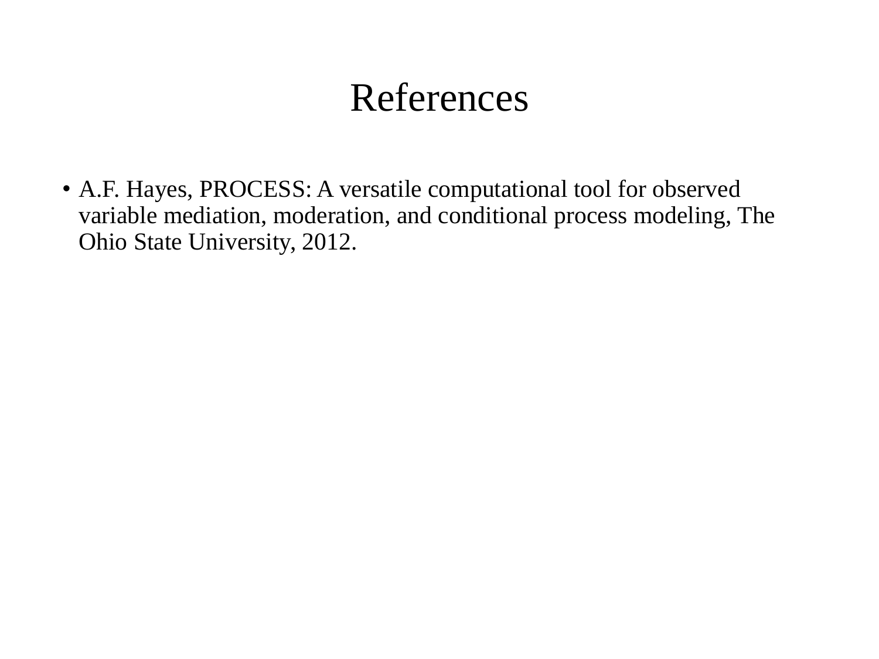# References

- A.F. Hayes, PROCESS: A versatile computational tool for observed variable mediation, moderation, and conditional process modeling, The Ohio State University, 2012.